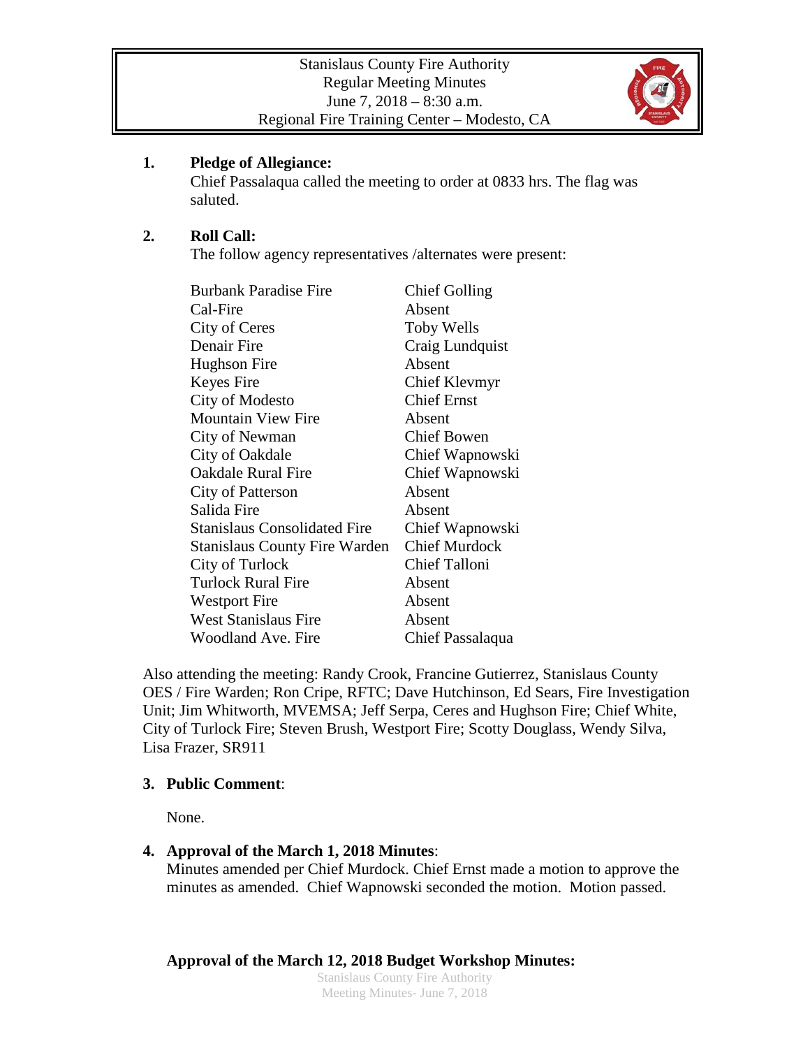Stanislaus County Fire Authority
Regular Meeting Minutes
June 7, 2018 – 8:30 a.m.
Regional Fire Training Center – Modesto, CA

**1. Pledge of Allegiance:**
Chief Passalaqua called the meeting to order at 0833 hrs. The flag was saluted.

**2. Roll Call:**
The follow agency representatives /alternates were present:

| | |
|---|---|
| Burbank Paradise Fire | Chief Golling |
| Cal-Fire | Absent |
| City of Ceres | Toby Wells |
| Denair Fire | Craig Lundquist |
| Hughson Fire | Absent |
| Keyes Fire | Chief Klevmyr |
| City of Modesto | Chief Ernst |
| Mountain View Fire | Absent |
| City of Newman | Chief Bowen |
| City of Oakdale | Chief Wapnowski |
| Oakdale Rural Fire | Chief Wapnowski |
| City of Patterson | Absent |
| Salida Fire | Absent |
| Stanislaus Consolidated Fire | Chief Wapnowski |
| Stanislaus County Fire Warden | Chief Murdock |
| City of Turlock | Chief Talloni |
| Turlock Rural Fire | Absent |
| Westport Fire | Absent |
| West Stanislaus Fire | Absent |
| Woodland Ave. Fire | Chief Passalaqua |

Also attending the meeting: Randy Crook, Francine Gutierrez, Stanislaus County OES / Fire Warden; Ron Cripe, RFTC; Dave Hutchinson, Ed Sears, Fire Investigation Unit; Jim Whitworth, MVEMSA; Jeff Serpa, Ceres and Hughson Fire; Chief White, City of Turlock Fire; Steven Brush, Westport Fire; Scotty Douglass, Wendy Silva, Lisa Frazer, SR911

**3. Public Comment**:

None.

**4. Approval of the March 1, 2018 Minutes**:
Minutes amended per Chief Murdock. Chief Ernst made a motion to approve the minutes as amended. Chief Wapnowski seconded the motion. Motion passed.

**Approval of the March 12, 2018 Budget Workshop Minutes:**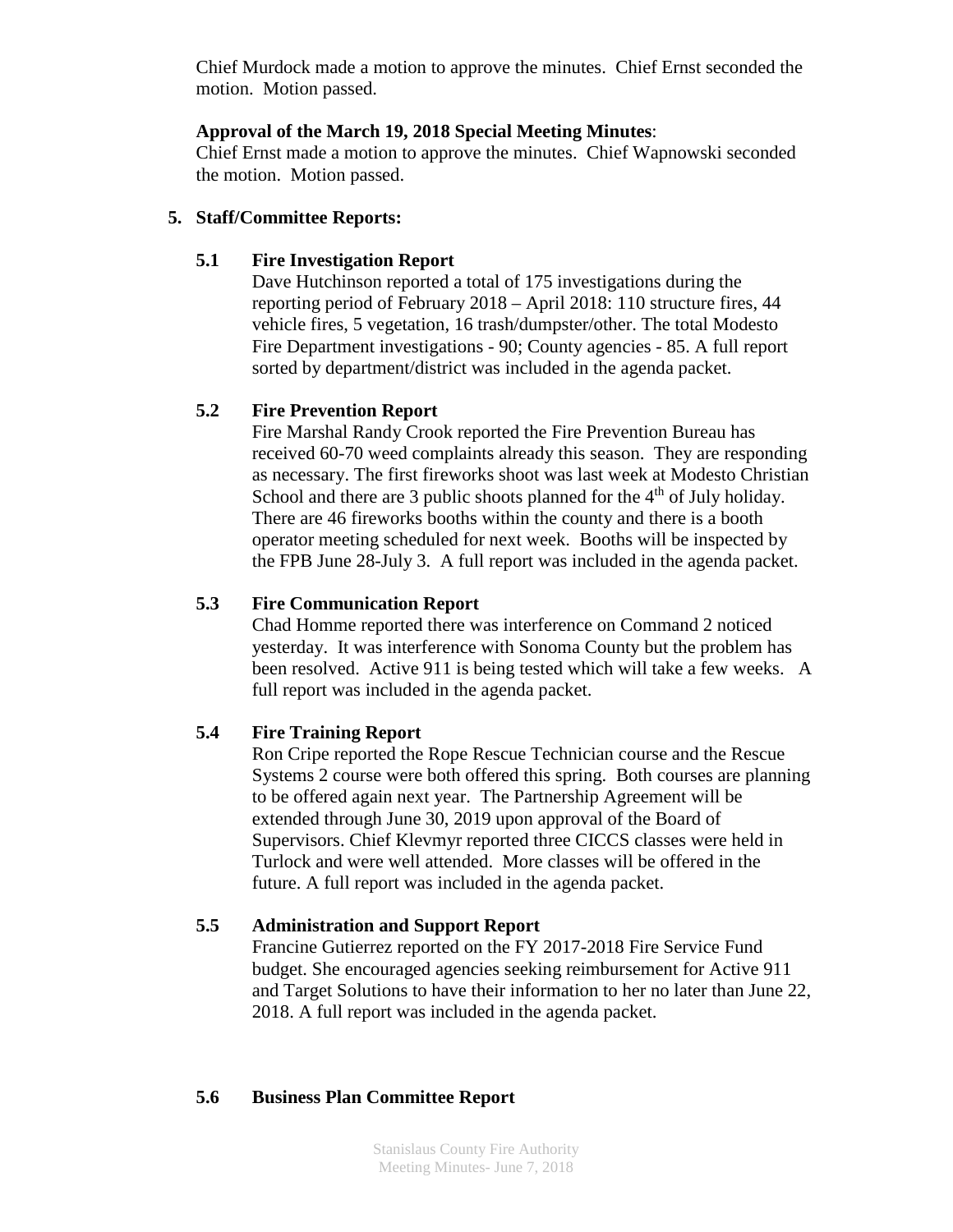Chief Murdock made a motion to approve the minutes. Chief Ernst seconded the motion. Motion passed.

**Approval of the March 19, 2018 Special Meeting Minutes**:
Chief Ernst made a motion to approve the minutes. Chief Wapnowski seconded the motion. Motion passed.

**5. Staff/Committee Reports:**

**5.1 Fire Investigation Report**

Dave Hutchinson reported a total of 175 investigations during the reporting period of February 2018 – April 2018: 110 structure fires, 44 vehicle fires, 5 vegetation, 16 trash/dumpster/other. The total Modesto Fire Department investigations - 90; County agencies - 85. A full report sorted by department/district was included in the agenda packet.

**5.2 Fire Prevention Report**

Fire Marshal Randy Crook reported the Fire Prevention Bureau has received 60-70 weed complaints already this season. They are responding as necessary. The first fireworks shoot was last week at Modesto Christian School and there are 3 public shoots planned for the 4th of July holiday. There are 46 fireworks booths within the county and there is a booth operator meeting scheduled for next week. Booths will be inspected by the FPB June 28-July 3. A full report was included in the agenda packet.

**5.3 Fire Communication Report**

Chad Homme reported there was interference on Command 2 noticed yesterday. It was interference with Sonoma County but the problem has been resolved. Active 911 is being tested which will take a few weeks. A full report was included in the agenda packet.

**5.4 Fire Training Report**

Ron Cripe reported the Rope Rescue Technician course and the Rescue Systems 2 course were both offered this spring. Both courses are planning to be offered again next year. The Partnership Agreement will be extended through June 30, 2019 upon approval of the Board of Supervisors. Chief Klevmyr reported three CICCS classes were held in Turlock and were well attended. More classes will be offered in the future. A full report was included in the agenda packet.

**5.5 Administration and Support Report**

Francine Gutierrez reported on the FY 2017-2018 Fire Service Fund budget. She encouraged agencies seeking reimbursement for Active 911 and Target Solutions to have their information to her no later than June 22, 2018. A full report was included in the agenda packet.

**5.6 Business Plan Committee Report**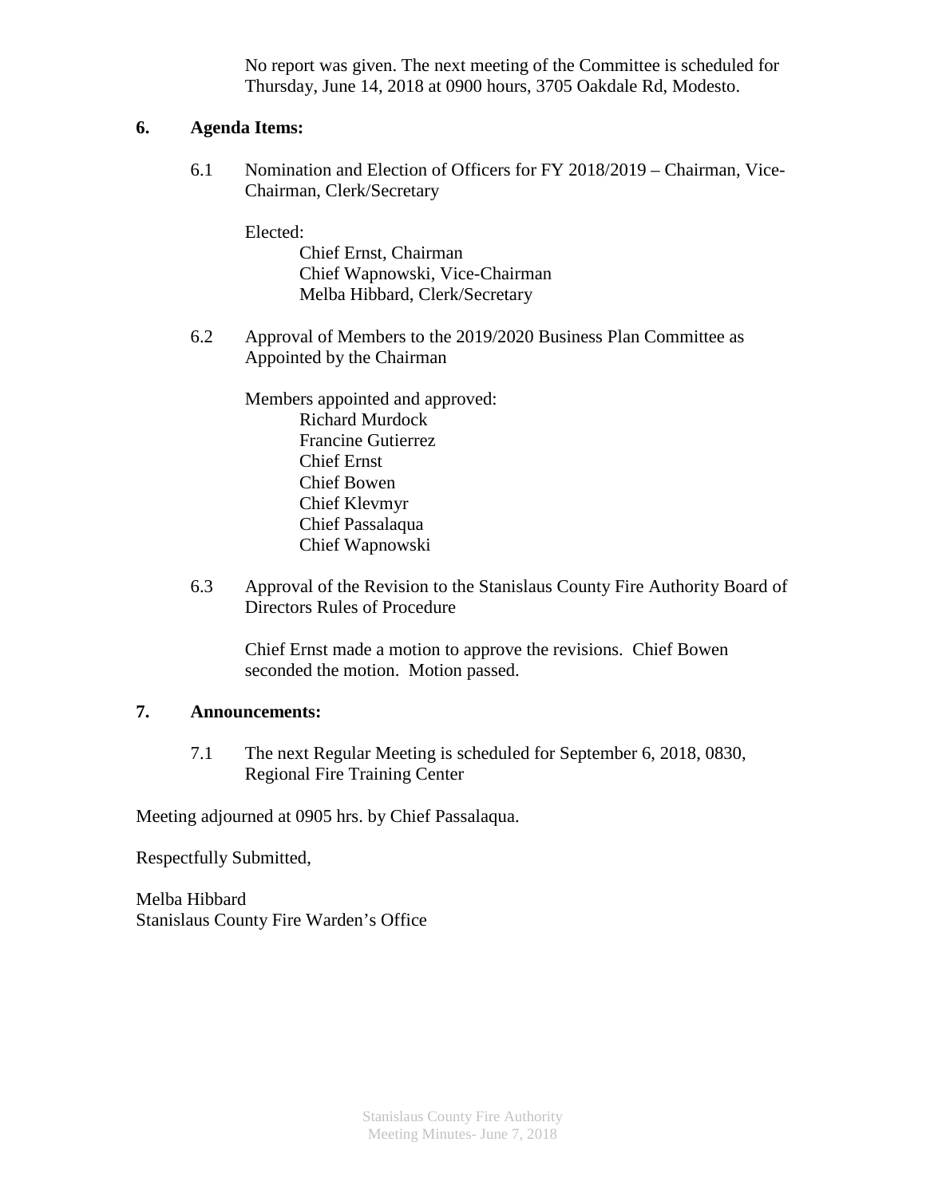No report was given. The next meeting of the Committee is scheduled for Thursday, June 14, 2018 at 0900 hours, 3705 Oakdale Rd, Modesto.

**6. Agenda Items:**

6.1 Nomination and Election of Officers for FY 2018/2019 – Chairman, Vice-Chairman, Clerk/Secretary

Elected:

Chief Ernst, Chairman
Chief Wapnowski, Vice-Chairman
Melba Hibbard, Clerk/Secretary

6.2 Approval of Members to the 2019/2020 Business Plan Committee as Appointed by the Chairman

Members appointed and approved:

Richard Murdock
Francine Gutierrez
Chief Ernst
Chief Bowen
Chief Klevmyr
Chief Passalaqua
Chief Wapnowski

6.3 Approval of the Revision to the Stanislaus County Fire Authority Board of Directors Rules of Procedure

Chief Ernst made a motion to approve the revisions. Chief Bowen seconded the motion. Motion passed.

**7. Announcements:**

7.1 The next Regular Meeting is scheduled for September 6, 2018, 0830, Regional Fire Training Center

Meeting adjourned at 0905 hrs. by Chief Passalaqua.

Respectfully Submitted,

Melba Hibbard
Stanislaus County Fire Warden's Office